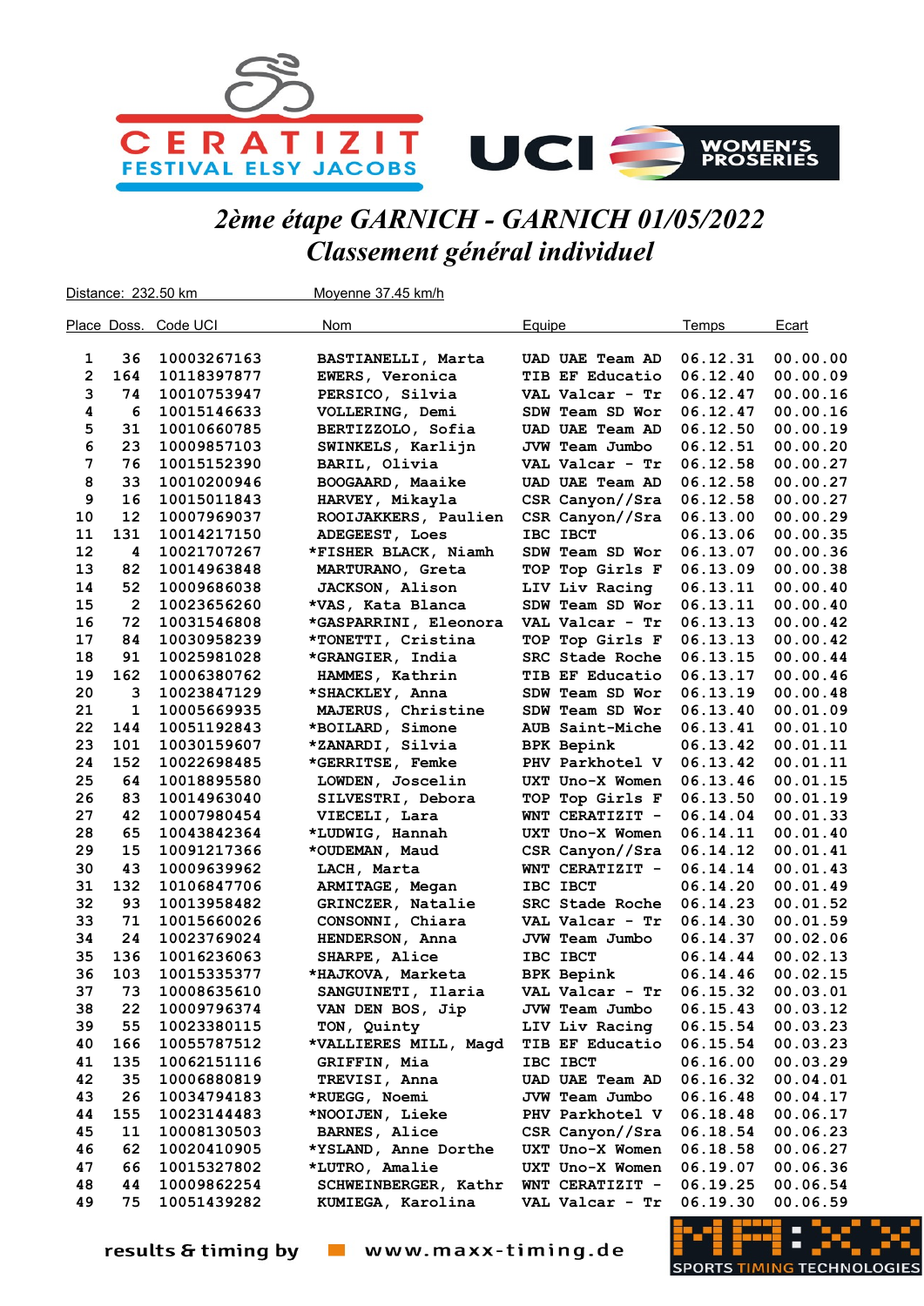CERATIZIT FESTIVAL ELSY JACOBS

UCI WOMEN'S PROSERIES

# 2ème étape GARNICH - GARNICH 01/05/2022

## Classement général individuel

Distance: 232.50 km — Moyenne 37.45 km/h

| Place | Doss. | Code UCI | Nom | Equipe | Temps | Ecart |
|---|---|---|---|---|---|---|
| 1 | 36 | 10003267163 | BASTIANELLI, Marta | UAD UAE Team AD | 06.12.31 | 00.00.00 |
| 2 | 164 | 10118397877 | EWERS, Veronica | TIB EF Educatio | 06.12.40 | 00.00.09 |
| 3 | 74 | 10010753947 | PERSICO, Silvia | VAL Valcar - Tr | 06.12.47 | 00.00.16 |
| 4 | 6 | 10015146633 | VOLLERING, Demi | SDW Team SD Wor | 06.12.47 | 00.00.16 |
| 5 | 31 | 10010660785 | BERTIZZOLO, Sofia | UAD UAE Team AD | 06.12.50 | 00.00.19 |
| 6 | 23 | 10009857103 | SWINKELS, Karlijn | JVW Team Jumbo | 06.12.51 | 00.00.20 |
| 7 | 76 | 10015152390 | BARIL, Olivia | VAL Valcar - Tr | 06.12.58 | 00.00.27 |
| 8 | 33 | 10010200946 | BOOGAARD, Maaike | UAD UAE Team AD | 06.12.58 | 00.00.27 |
| 9 | 16 | 10015011843 | HARVEY, Mikayla | CSR Canyon//Sra | 06.12.58 | 00.00.27 |
| 10 | 12 | 10007969037 | ROOIJAKKERS, Paulien | CSR Canyon//Sra | 06.13.00 | 00.00.29 |
| 11 | 131 | 10014217150 | ADEGEEST, Loes | IBC IBCT | 06.13.06 | 00.00.35 |
| 12 | 4 | 10021707267 | *FISHER BLACK, Niamh | SDW Team SD Wor | 06.13.07 | 00.00.36 |
| 13 | 82 | 10014963848 | MARTURANO, Greta | TOP Top Girls F | 06.13.09 | 00.00.38 |
| 14 | 52 | 10009686038 | JACKSON, Alison | LIV Liv Racing | 06.13.11 | 00.00.40 |
| 15 | 2 | 10023656260 | *VAS, Kata Blanca | SDW Team SD Wor | 06.13.11 | 00.00.40 |
| 16 | 72 | 10031546808 | *GASPARRINI, Eleonora | VAL Valcar - Tr | 06.13.13 | 00.00.42 |
| 17 | 84 | 10030958239 | *TONETTI, Cristina | TOP Top Girls F | 06.13.13 | 00.00.42 |
| 18 | 91 | 10025981028 | *GRANGIER, India | SRC Stade Roche | 06.13.15 | 00.00.44 |
| 19 | 162 | 10006380762 | HAMMES, Kathrin | TIB EF Educatio | 06.13.17 | 00.00.46 |
| 20 | 3 | 10023847129 | *SHACKLEY, Anna | SDW Team SD Wor | 06.13.19 | 00.00.48 |
| 21 | 1 | 10005669935 | MAJERUS, Christine | SDW Team SD Wor | 06.13.40 | 00.01.09 |
| 22 | 144 | 10051192843 | *BOILARD, Simone | AUB Saint-Miche | 06.13.41 | 00.01.10 |
| 23 | 101 | 10030159607 | *ZANARDI, Silvia | BPK Bepink | 06.13.42 | 00.01.11 |
| 24 | 152 | 10022698485 | *GERRITSE, Femke | PHV Parkhotel V | 06.13.42 | 00.01.11 |
| 25 | 64 | 10018895580 | LOWDEN, Joscelin | UXT Uno-X Women | 06.13.46 | 00.01.15 |
| 26 | 83 | 10014963040 | SILVESTRI, Debora | TOP Top Girls F | 06.13.50 | 00.01.19 |
| 27 | 42 | 10007980454 | VIECELI, Lara | WNT CERATIZIT - | 06.14.04 | 00.01.33 |
| 28 | 65 | 10043842364 | *LUDWIG, Hannah | UXT Uno-X Women | 06.14.11 | 00.01.40 |
| 29 | 15 | 10091217366 | *OUDEMAN, Maud | CSR Canyon//Sra | 06.14.12 | 00.01.41 |
| 30 | 43 | 10009639962 | LACH, Marta | WNT CERATIZIT - | 06.14.14 | 00.01.43 |
| 31 | 132 | 10106847706 | ARMITAGE, Megan | IBC IBCT | 06.14.20 | 00.01.49 |
| 32 | 93 | 10013958482 | GRINCZER, Natalie | SRC Stade Roche | 06.14.23 | 00.01.52 |
| 33 | 71 | 10015660026 | CONSONNI, Chiara | VAL Valcar - Tr | 06.14.30 | 00.01.59 |
| 34 | 24 | 10023769024 | HENDERSON, Anna | JVW Team Jumbo | 06.14.37 | 00.02.06 |
| 35 | 136 | 10016236063 | SHARPE, Alice | IBC IBCT | 06.14.44 | 00.02.13 |
| 36 | 103 | 10015335377 | *HAJKOVA, Marketa | BPK Bepink | 06.14.46 | 00.02.15 |
| 37 | 73 | 10008635610 | SANGUINETI, Ilaria | VAL Valcar - Tr | 06.15.32 | 00.03.01 |
| 38 | 22 | 10009796374 | VAN DEN BOS, Jip | JVW Team Jumbo | 06.15.43 | 00.03.12 |
| 39 | 55 | 10023380115 | TON, Quinty | LIV Liv Racing | 06.15.54 | 00.03.23 |
| 40 | 166 | 10055787512 | *VALLIERES MILL, Magd | TIB EF Educatio | 06.15.54 | 00.03.23 |
| 41 | 135 | 10062151116 | GRIFFIN, Mia | IBC IBCT | 06.16.00 | 00.03.29 |
| 42 | 35 | 10006880819 | TREVISI, Anna | UAD UAE Team AD | 06.16.32 | 00.04.01 |
| 43 | 26 | 10034794183 | *RUEGG, Noemi | JVW Team Jumbo | 06.16.48 | 00.04.17 |
| 44 | 155 | 10023144483 | *NOOIJEN, Lieke | PHV Parkhotel V | 06.18.48 | 00.06.17 |
| 45 | 11 | 10008130503 | BARNES, Alice | CSR Canyon//Sra | 06.18.54 | 00.06.23 |
| 46 | 62 | 10020410905 | *YSLAND, Anne Dorthe | UXT Uno-X Women | 06.18.58 | 00.06.27 |
| 47 | 66 | 10015327802 | *LUTRO, Amalie | UXT Uno-X Women | 06.19.07 | 00.06.36 |
| 48 | 44 | 10009862254 | SCHWEINBERGER, Kathr | WNT CERATIZIT - | 06.19.25 | 00.06.54 |
| 49 | 75 | 10051439282 | KUMIEGA, Karolina | VAL Valcar - Tr | 06.19.30 | 00.06.59 |

results & timing by www.maxx-timing.de

SPORTS TIMING TECHNOLOGIES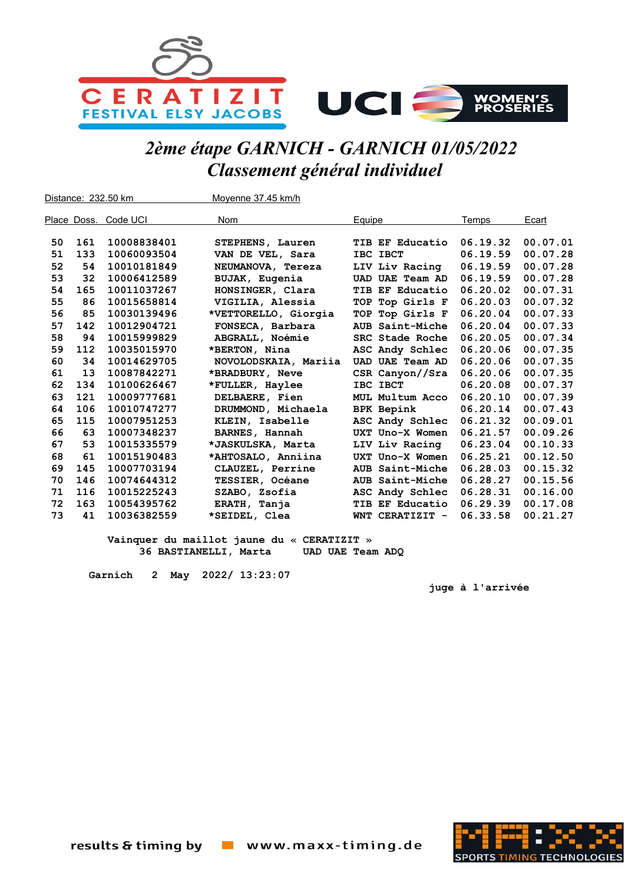## 2ème étape GARNICH - GARNICH 01/05/2022
## Classement général individuel

Distance: 232.50 km　　Moyenne 37.45 km/h

| Place | Doss. | Code UCI | Nom | Equipe | Temps | Ecart |
|---|---|---|---|---|---|---|
| 50 | 161 | 10008838401 | STEPHENS, Lauren | TIB EF Educatio | 06.19.32 | 00.07.01 |
| 51 | 133 | 10060093504 | VAN DE VEL, Sara | IBC IBCT | 06.19.59 | 00.07.28 |
| 52 | 54 | 10010181849 | NEUMANOVA, Tereza | LIV Liv Racing | 06.19.59 | 00.07.28 |
| 53 | 32 | 10006412589 | BUJAK, Eugenia | UAD UAE Team AD | 06.19.59 | 00.07.28 |
| 54 | 165 | 10011037267 | HONSINGER, Clara | TIB EF Educatio | 06.20.02 | 00.07.31 |
| 55 | 86 | 10015658814 | VIGILIA, Alessia | TOP Top Girls F | 06.20.03 | 00.07.32 |
| 56 | 85 | 10030139496 | *VETTORELLO, Giorgia | TOP Top Girls F | 06.20.04 | 00.07.33 |
| 57 | 142 | 10012904721 | FONSECA, Barbara | AUB Saint-Miche | 06.20.04 | 00.07.33 |
| 58 | 94 | 10015999829 | ABGRALL, Noémie | SRC Stade Roche | 06.20.05 | 00.07.34 |
| 59 | 112 | 10035015970 | *BERTON, Nina | ASC Andy Schlec | 06.20.06 | 00.07.35 |
| 60 | 34 | 10014629705 | NOVOLODSKAIA, Mariia | UAD UAE Team AD | 06.20.06 | 00.07.35 |
| 61 | 13 | 10087842271 | *BRADBURY, Neve | CSR Canyon//Sra | 06.20.06 | 00.07.35 |
| 62 | 134 | 10100626467 | *FULLER, Haylee | IBC IBCT | 06.20.08 | 00.07.37 |
| 63 | 121 | 10009777681 | DELBAERE, Fien | MUL Multum Acco | 06.20.10 | 00.07.39 |
| 64 | 106 | 10010747277 | DRUMMOND, Michaela | BPK Bepink | 06.20.14 | 00.07.43 |
| 65 | 115 | 10007951253 | KLEIN, Isabelle | ASC Andy Schlec | 06.21.32 | 00.09.01 |
| 66 | 63 | 10007348237 | BARNES, Hannah | UXT Uno-X Women | 06.21.57 | 00.09.26 |
| 67 | 53 | 10015335579 | *JASKULSKA, Marta | LIV Liv Racing | 06.23.04 | 00.10.33 |
| 68 | 61 | 10015190483 | *AHTOSALO, Anniina | UXT Uno-X Women | 06.25.21 | 00.12.50 |
| 69 | 145 | 10007703194 | CLAUZEL, Perrine | AUB Saint-Miche | 06.28.03 | 00.15.32 |
| 70 | 146 | 10074644312 | TESSIER, Océane | AUB Saint-Miche | 06.28.27 | 00.15.56 |
| 71 | 116 | 10015225243 | SZABO, Zsofia | ASC Andy Schlec | 06.28.31 | 00.16.00 |
| 72 | 163 | 10054395762 | ERATH, Tanja | TIB EF Educatio | 06.29.39 | 00.17.08 |
| 73 | 41 | 10036382559 | *SEIDEL, Clea | WNT CERATIZIT - | 06.33.58 | 00.21.27 |

Vainquer du maillot jaune du « CERATIZIT »
36 BASTIANELLI, Marta　　UAD UAE Team ADQ

Garnich　2 May　2022/ 13:23:07

juge à l'arrivée

results & timing by　www.maxx-timing.de